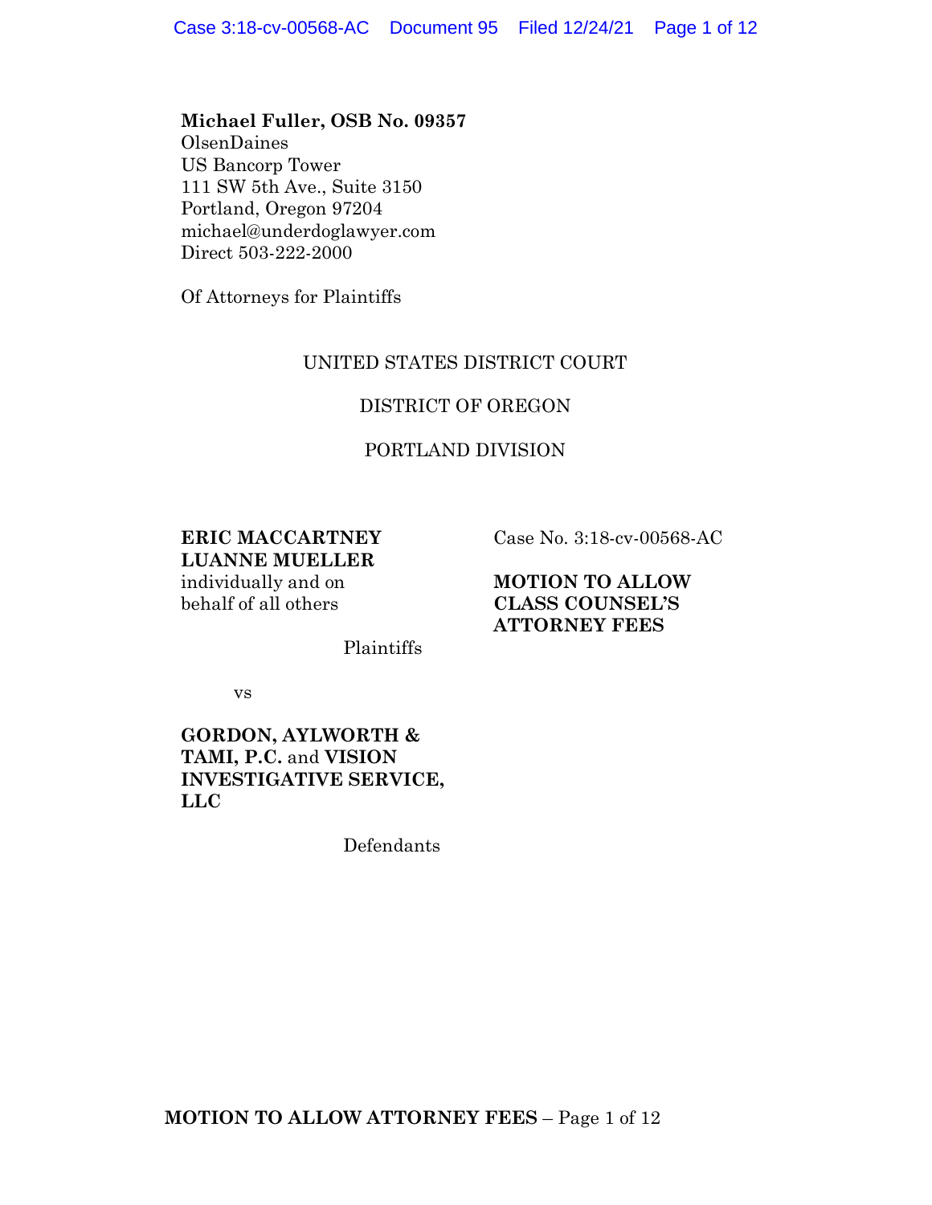**Michael Fuller, OSB No. 09357**
OlsenDaines
US Bancorp Tower
111 SW 5th Ave., Suite 3150
Portland, Oregon 97204
michael@underdoglawyer.com
Direct 503-222-2000

Of Attorneys for Plaintiffs

UNITED STATES DISTRICT COURT

DISTRICT OF OREGON

PORTLAND DIVISION

**ERIC MACCARTNEY**
**LUANNE MUELLER**
individually and on behalf of all others

Plaintiffs

vs

**GORDON, AYLWORTH & TAMI, P.C.** and **VISION INVESTIGATIVE SERVICE, LLC**

Defendants

Case No. 3:18-cv-00568-AC

**MOTION TO ALLOW CLASS COUNSEL'S ATTORNEY FEES**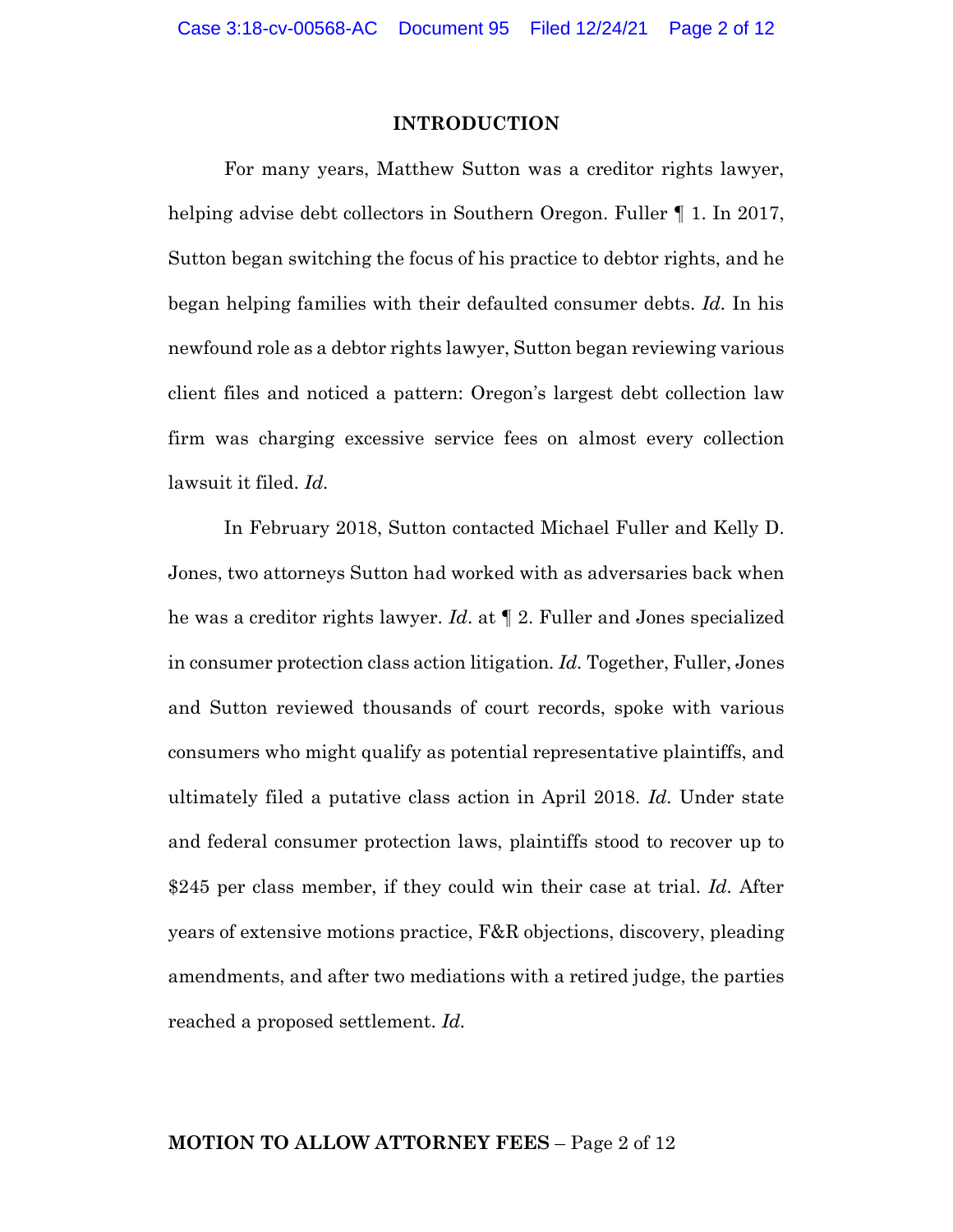## INTRODUCTION

For many years, Matthew Sutton was a creditor rights lawyer, helping advise debt collectors in Southern Oregon. Fuller ¶ 1. In 2017, Sutton began switching the focus of his practice to debtor rights, and he began helping families with their defaulted consumer debts. *Id*. In his newfound role as a debtor rights lawyer, Sutton began reviewing various client files and noticed a pattern: Oregon's largest debt collection law firm was charging excessive service fees on almost every collection lawsuit it filed. *Id*.

In February 2018, Sutton contacted Michael Fuller and Kelly D. Jones, two attorneys Sutton had worked with as adversaries back when he was a creditor rights lawyer. *Id*. at ¶ 2. Fuller and Jones specialized in consumer protection class action litigation. *Id*. Together, Fuller, Jones and Sutton reviewed thousands of court records, spoke with various consumers who might qualify as potential representative plaintiffs, and ultimately filed a putative class action in April 2018. *Id*. Under state and federal consumer protection laws, plaintiffs stood to recover up to $245 per class member, if they could win their case at trial. *Id*. After years of extensive motions practice, F&R objections, discovery, pleading amendments, and after two mediations with a retired judge, the parties reached a proposed settlement. *Id*.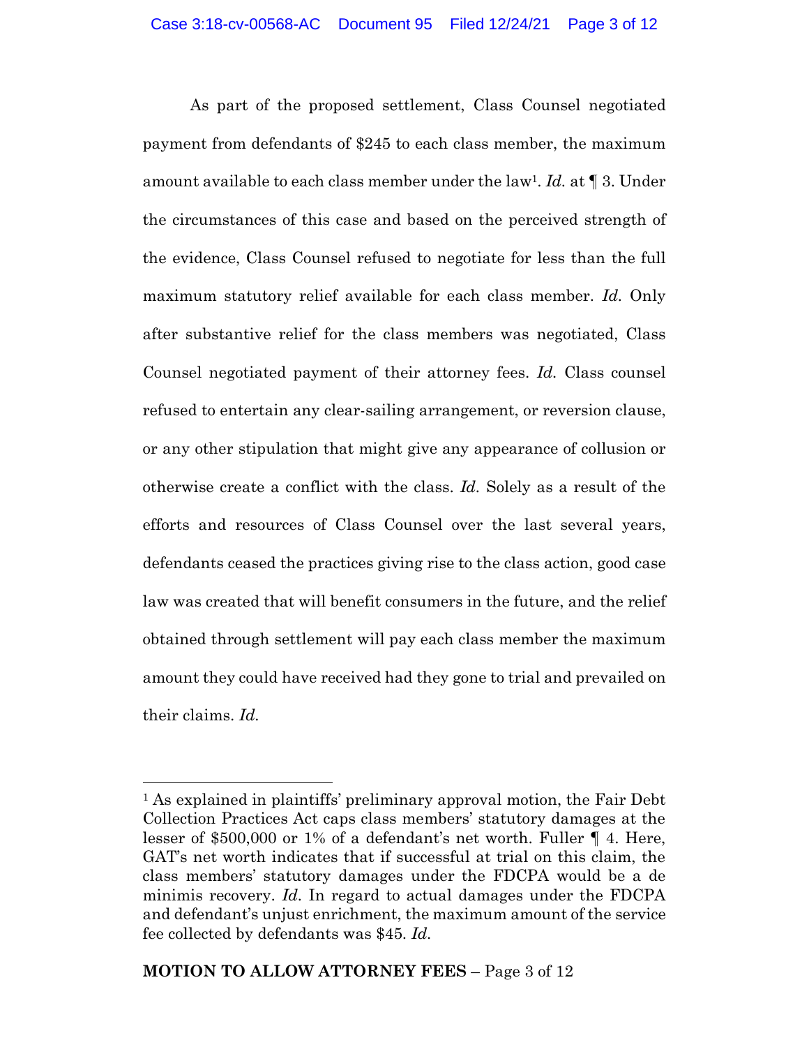As part of the proposed settlement, Class Counsel negotiated payment from defendants of $245 to each class member, the maximum amount available to each class member under the law[1]. *Id.* at ¶ 3. Under the circumstances of this case and based on the perceived strength of the evidence, Class Counsel refused to negotiate for less than the full maximum statutory relief available for each class member. *Id.* Only after substantive relief for the class members was negotiated, Class Counsel negotiated payment of their attorney fees. *Id.* Class counsel refused to entertain any clear-sailing arrangement, or reversion clause, or any other stipulation that might give any appearance of collusion or otherwise create a conflict with the class. *Id.* Solely as a result of the efforts and resources of Class Counsel over the last several years, defendants ceased the practices giving rise to the class action, good case law was created that will benefit consumers in the future, and the relief obtained through settlement will pay each class member the maximum amount they could have received had they gone to trial and prevailed on their claims. *Id.*

---

[1] As explained in plaintiffs' preliminary approval motion, the Fair Debt Collection Practices Act caps class members' statutory damages at the lesser of $500,000 or 1% of a defendant's net worth. Fuller ¶ 4. Here, GAT's net worth indicates that if successful at trial on this claim, the class members' statutory damages under the FDCPA would be a de minimis recovery. *Id.* In regard to actual damages under the FDCPA and defendant's unjust enrichment, the maximum amount of the service fee collected by defendants was $45. *Id.*

**MOTION TO ALLOW ATTORNEY FEES** – Page 3 of 12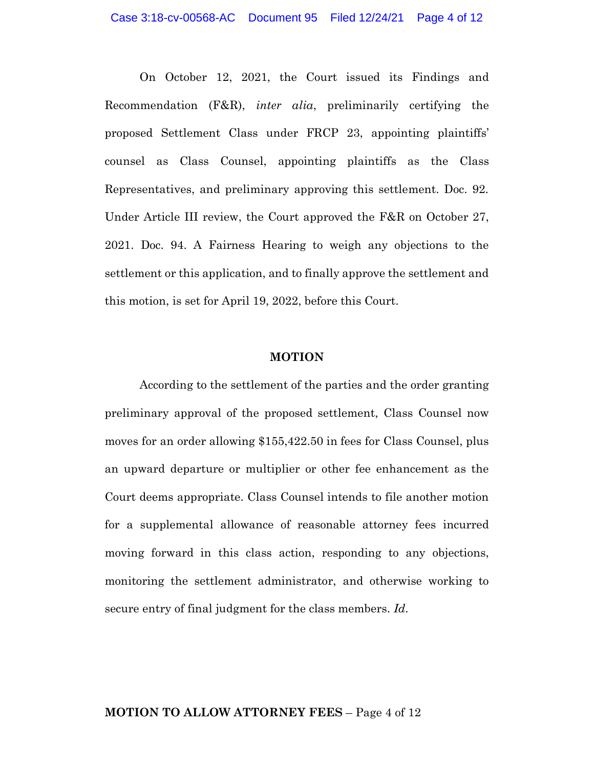On October 12, 2021, the Court issued its Findings and Recommendation (F&R), *inter alia*, preliminarily certifying the proposed Settlement Class under FRCP 23, appointing plaintiffs' counsel as Class Counsel, appointing plaintiffs as the Class Representatives, and preliminary approving this settlement. Doc. 92. Under Article III review, the Court approved the F&R on October 27, 2021. Doc. 94. A Fairness Hearing to weigh any objections to the settlement or this application, and to finally approve the settlement and this motion, is set for April 19, 2022, before this Court.

## MOTION

According to the settlement of the parties and the order granting preliminary approval of the proposed settlement, Class Counsel now moves for an order allowing $155,422.50 in fees for Class Counsel, plus an upward departure or multiplier or other fee enhancement as the Court deems appropriate. Class Counsel intends to file another motion for a supplemental allowance of reasonable attorney fees incurred moving forward in this class action, responding to any objections, monitoring the settlement administrator, and otherwise working to secure entry of final judgment for the class members. *Id.*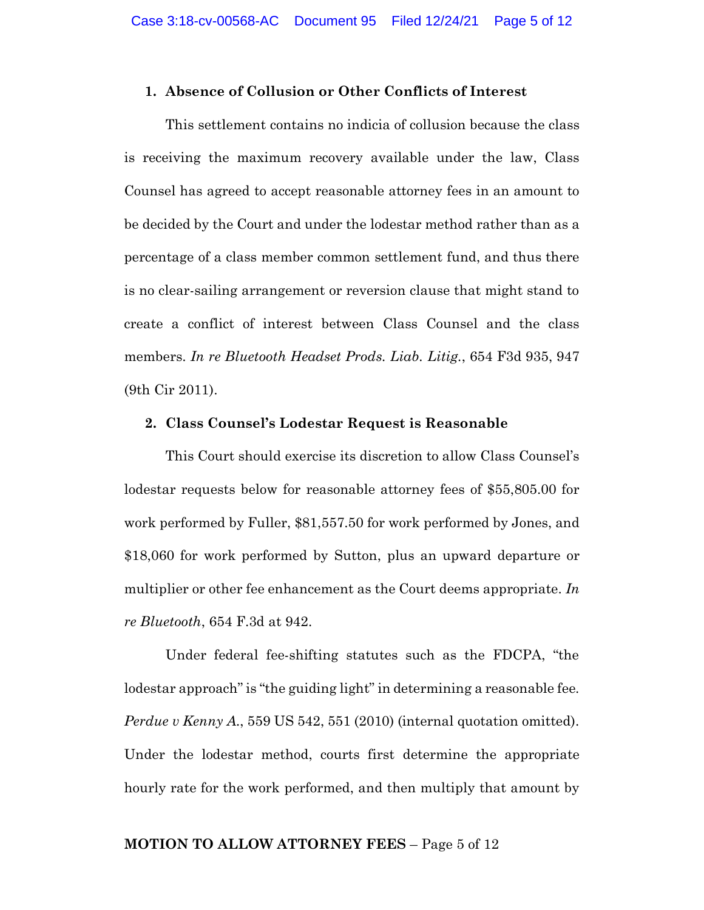### 1. Absence of Collusion or Other Conflicts of Interest

This settlement contains no indicia of collusion because the class is receiving the maximum recovery available under the law, Class Counsel has agreed to accept reasonable attorney fees in an amount to be decided by the Court and under the lodestar method rather than as a percentage of a class member common settlement fund, and thus there is no clear-sailing arrangement or reversion clause that might stand to create a conflict of interest between Class Counsel and the class members. *In re Bluetooth Headset Prods. Liab. Litig.*, 654 F3d 935, 947 (9th Cir 2011).

### 2. Class Counsel's Lodestar Request is Reasonable

This Court should exercise its discretion to allow Class Counsel's lodestar requests below for reasonable attorney fees of $55,805.00 for work performed by Fuller, $81,557.50 for work performed by Jones, and $18,060 for work performed by Sutton, plus an upward departure or multiplier or other fee enhancement as the Court deems appropriate. *In re Bluetooth*, 654 F.3d at 942.

Under federal fee-shifting statutes such as the FDCPA, "the lodestar approach" is "the guiding light" in determining a reasonable fee. *Perdue v Kenny A.*, 559 US 542, 551 (2010) (internal quotation omitted). Under the lodestar method, courts first determine the appropriate hourly rate for the work performed, and then multiply that amount by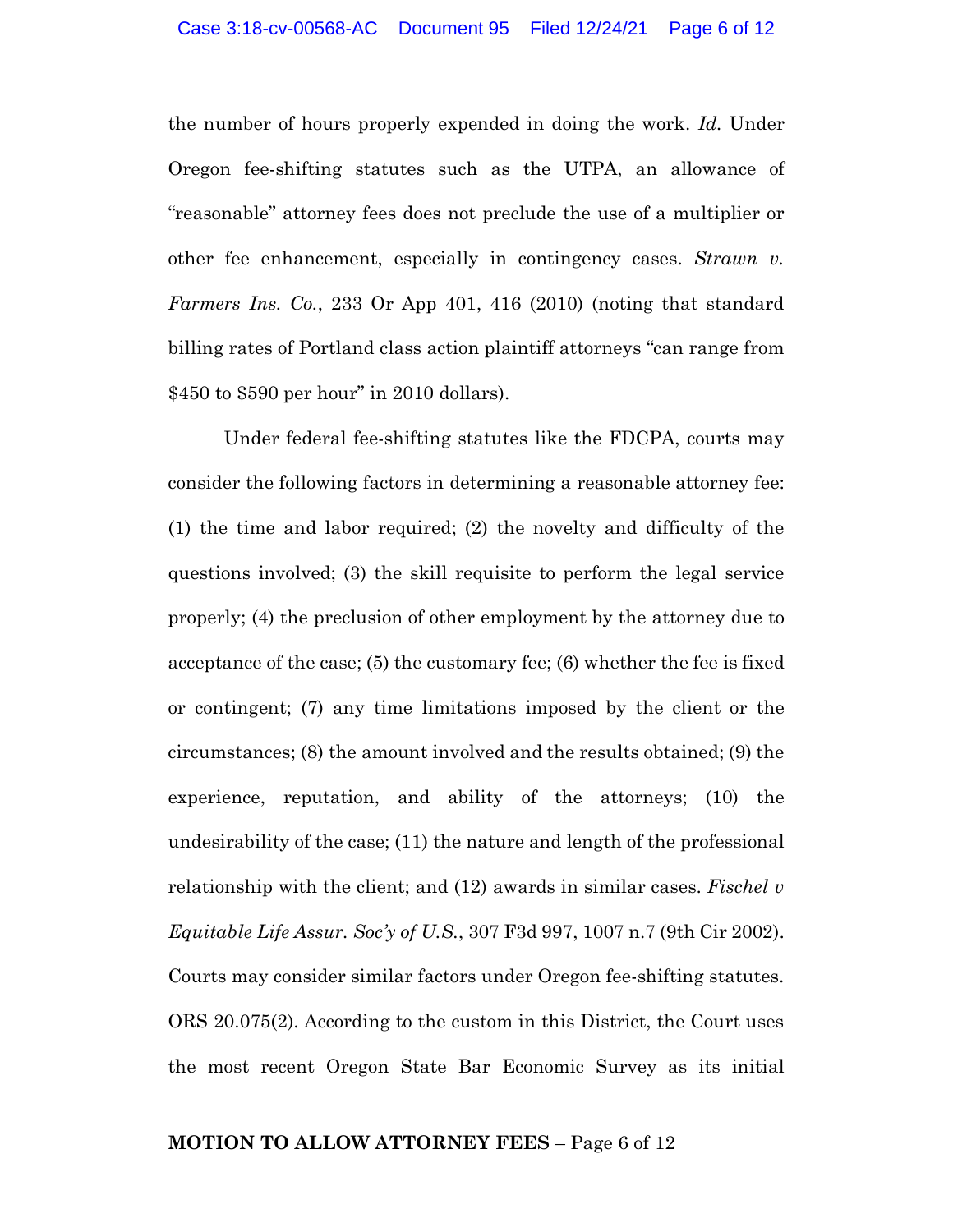the number of hours properly expended in doing the work. *Id.* Under Oregon fee-shifting statutes such as the UTPA, an allowance of "reasonable" attorney fees does not preclude the use of a multiplier or other fee enhancement, especially in contingency cases. *Strawn v. Farmers Ins. Co.*, 233 Or App 401, 416 (2010) (noting that standard billing rates of Portland class action plaintiff attorneys "can range from $450 to $590 per hour" in 2010 dollars).

Under federal fee-shifting statutes like the FDCPA, courts may consider the following factors in determining a reasonable attorney fee: (1) the time and labor required; (2) the novelty and difficulty of the questions involved; (3) the skill requisite to perform the legal service properly; (4) the preclusion of other employment by the attorney due to acceptance of the case; (5) the customary fee; (6) whether the fee is fixed or contingent; (7) any time limitations imposed by the client or the circumstances; (8) the amount involved and the results obtained; (9) the experience, reputation, and ability of the attorneys; (10) the undesirability of the case; (11) the nature and length of the professional relationship with the client; and (12) awards in similar cases. *Fischel v Equitable Life Assur. Soc'y of U.S.*, 307 F3d 997, 1007 n.7 (9th Cir 2002). Courts may consider similar factors under Oregon fee-shifting statutes. ORS 20.075(2). According to the custom in this District, the Court uses the most recent Oregon State Bar Economic Survey as its initial

**MOTION TO ALLOW ATTORNEY FEES** – Page 6 of 12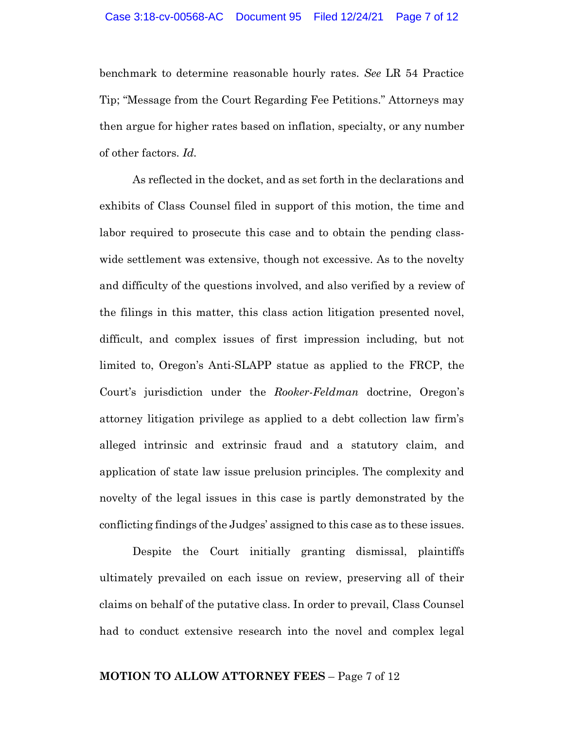benchmark to determine reasonable hourly rates. *See* LR 54 Practice Tip; "Message from the Court Regarding Fee Petitions." Attorneys may then argue for higher rates based on inflation, specialty, or any number of other factors. *Id.*

As reflected in the docket, and as set forth in the declarations and exhibits of Class Counsel filed in support of this motion, the time and labor required to prosecute this case and to obtain the pending class-wide settlement was extensive, though not excessive. As to the novelty and difficulty of the questions involved, and also verified by a review of the filings in this matter, this class action litigation presented novel, difficult, and complex issues of first impression including, but not limited to, Oregon's Anti-SLAPP statue as applied to the FRCP, the Court's jurisdiction under the *Rooker-Feldman* doctrine, Oregon's attorney litigation privilege as applied to a debt collection law firm's alleged intrinsic and extrinsic fraud and a statutory claim, and application of state law issue prelusion principles. The complexity and novelty of the legal issues in this case is partly demonstrated by the conflicting findings of the Judges' assigned to this case as to these issues.

Despite the Court initially granting dismissal, plaintiffs ultimately prevailed on each issue on review, preserving all of their claims on behalf of the putative class. In order to prevail, Class Counsel had to conduct extensive research into the novel and complex legal

**MOTION TO ALLOW ATTORNEY FEES** – Page 7 of 12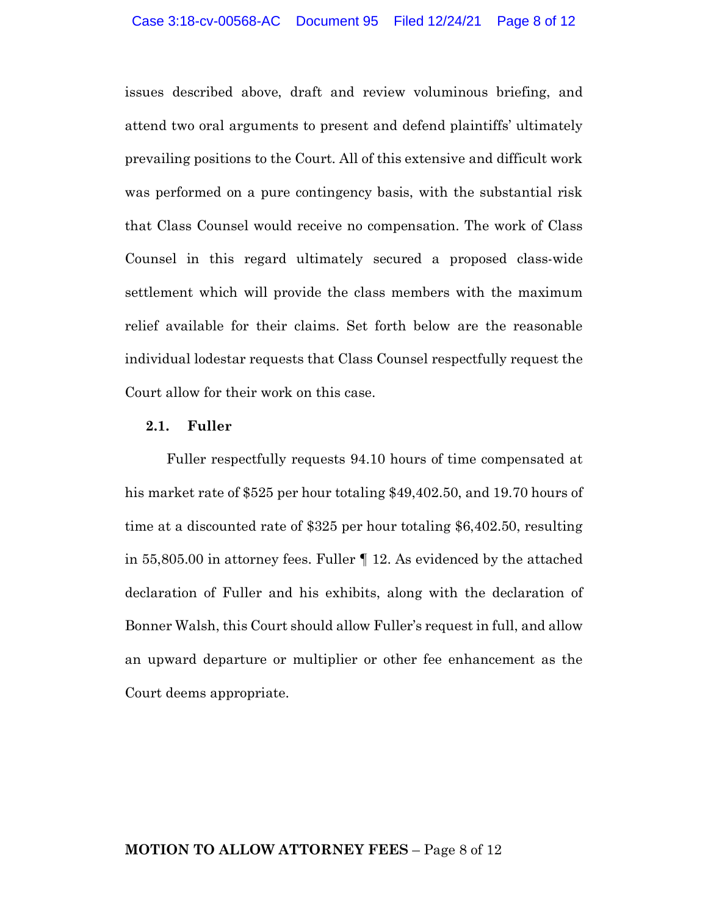issues described above, draft and review voluminous briefing, and attend two oral arguments to present and defend plaintiffs' ultimately prevailing positions to the Court. All of this extensive and difficult work was performed on a pure contingency basis, with the substantial risk that Class Counsel would receive no compensation. The work of Class Counsel in this regard ultimately secured a proposed class-wide settlement which will provide the class members with the maximum relief available for their claims. Set forth below are the reasonable individual lodestar requests that Class Counsel respectfully request the Court allow for their work on this case.

### 2.1. Fuller

Fuller respectfully requests 94.10 hours of time compensated at his market rate of $525 per hour totaling $49,402.50, and 19.70 hours of time at a discounted rate of $325 per hour totaling $6,402.50, resulting in 55,805.00 in attorney fees. Fuller ¶ 12. As evidenced by the attached declaration of Fuller and his exhibits, along with the declaration of Bonner Walsh, this Court should allow Fuller's request in full, and allow an upward departure or multiplier or other fee enhancement as the Court deems appropriate.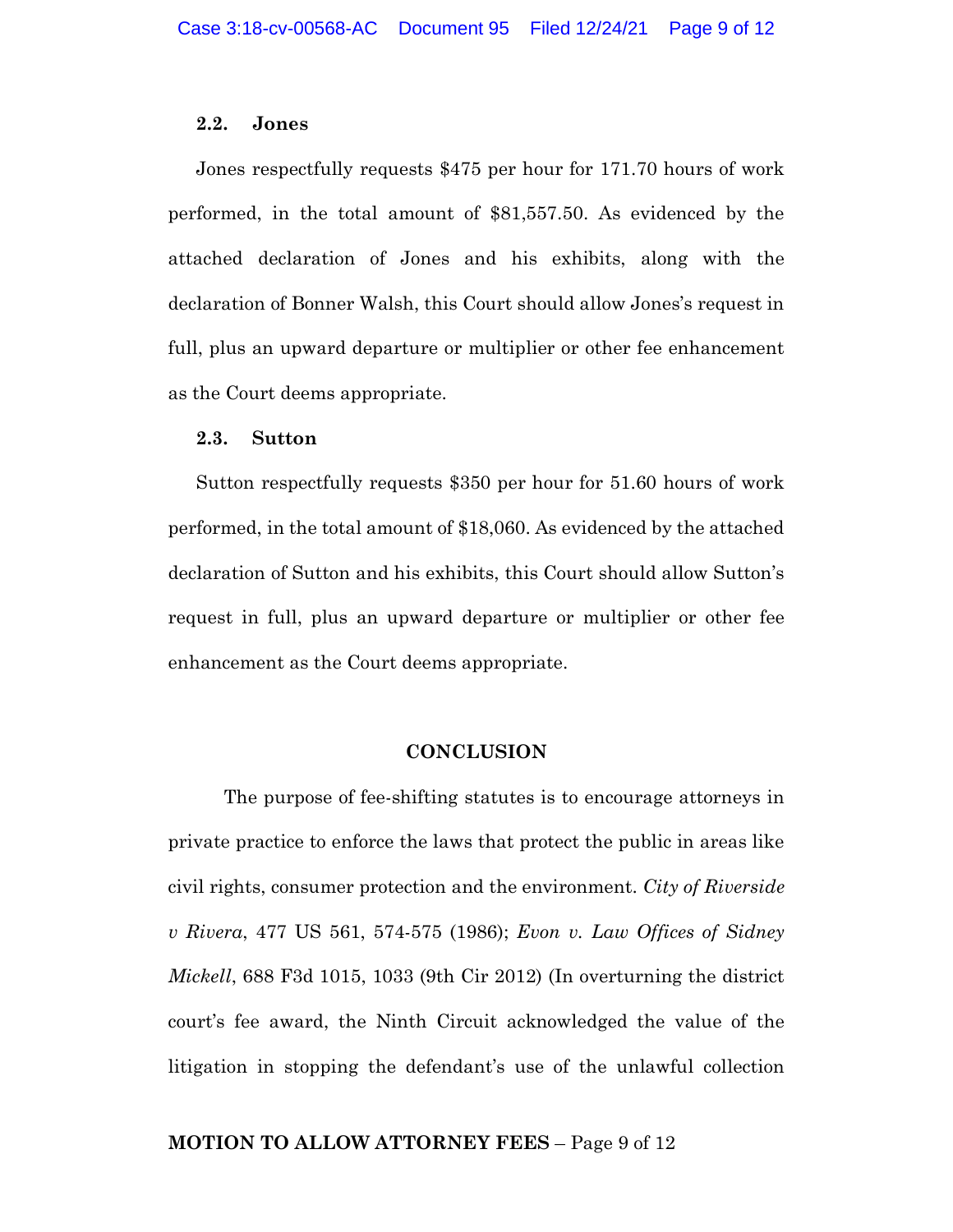### 2.2. Jones

Jones respectfully requests $475 per hour for 171.70 hours of work performed, in the total amount of $81,557.50. As evidenced by the attached declaration of Jones and his exhibits, along with the declaration of Bonner Walsh, this Court should allow Jones's request in full, plus an upward departure or multiplier or other fee enhancement as the Court deems appropriate.

### 2.3. Sutton

Sutton respectfully requests $350 per hour for 51.60 hours of work performed, in the total amount of $18,060. As evidenced by the attached declaration of Sutton and his exhibits, this Court should allow Sutton's request in full, plus an upward departure or multiplier or other fee enhancement as the Court deems appropriate.

## CONCLUSION

The purpose of fee-shifting statutes is to encourage attorneys in private practice to enforce the laws that protect the public in areas like civil rights, consumer protection and the environment. *City of Riverside v Rivera*, 477 US 561, 574-575 (1986); *Evon v. Law Offices of Sidney Mickell*, 688 F3d 1015, 1033 (9th Cir 2012) (In overturning the district court's fee award, the Ninth Circuit acknowledged the value of the litigation in stopping the defendant's use of the unlawful collection

**MOTION TO ALLOW ATTORNEY FEES** – Page 9 of 12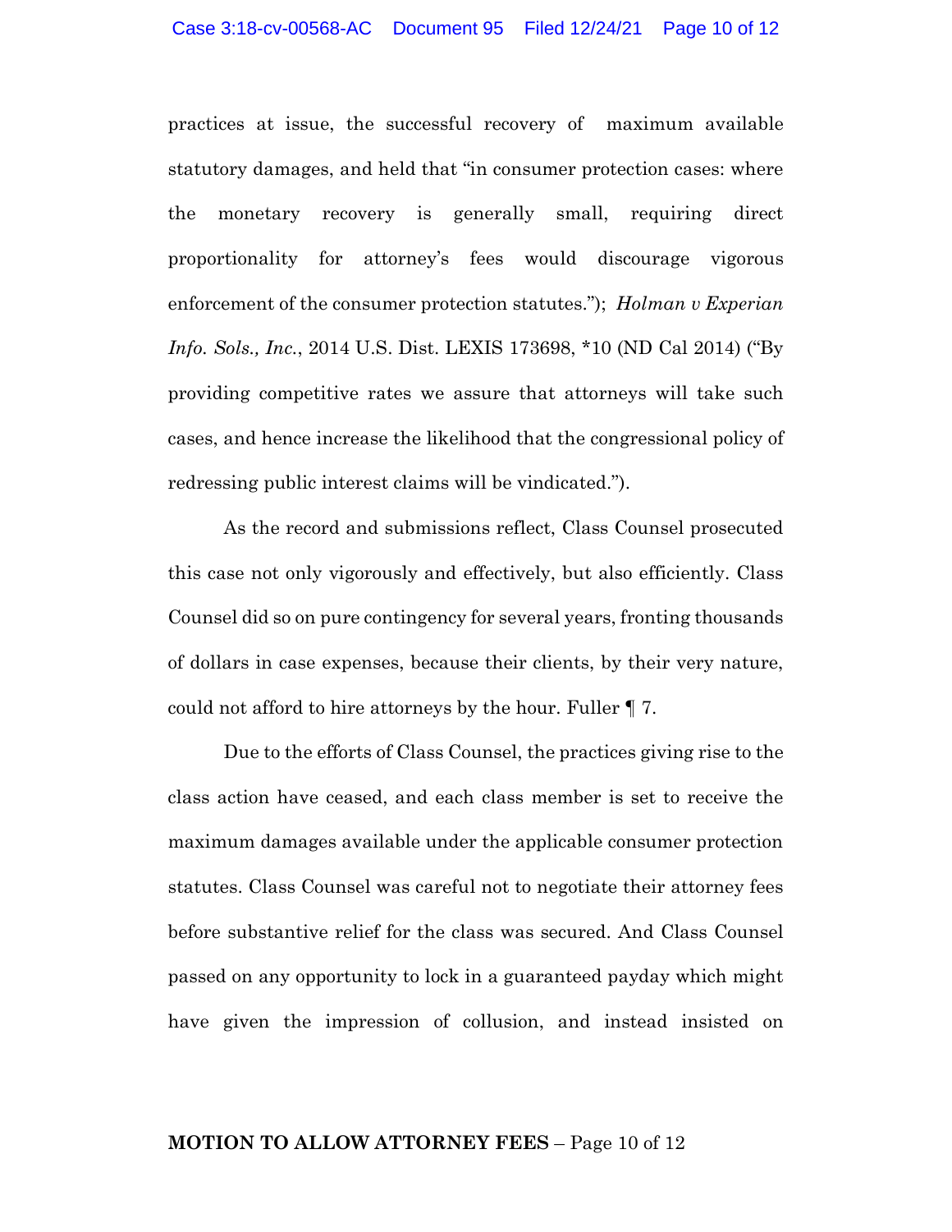practices at issue, the successful recovery of maximum available statutory damages, and held that "in consumer protection cases: where the monetary recovery is generally small, requiring direct proportionality for attorney's fees would discourage vigorous enforcement of the consumer protection statutes."); *Holman v Experian Info. Sols., Inc.*, 2014 U.S. Dist. LEXIS 173698, *10 (ND Cal 2014) ("By providing competitive rates we assure that attorneys will take such cases, and hence increase the likelihood that the congressional policy of redressing public interest claims will be vindicated.").

As the record and submissions reflect, Class Counsel prosecuted this case not only vigorously and effectively, but also efficiently. Class Counsel did so on pure contingency for several years, fronting thousands of dollars in case expenses, because their clients, by their very nature, could not afford to hire attorneys by the hour. Fuller ¶ 7.

Due to the efforts of Class Counsel, the practices giving rise to the class action have ceased, and each class member is set to receive the maximum damages available under the applicable consumer protection statutes. Class Counsel was careful not to negotiate their attorney fees before substantive relief for the class was secured. And Class Counsel passed on any opportunity to lock in a guaranteed payday which might have given the impression of collusion, and instead insisted on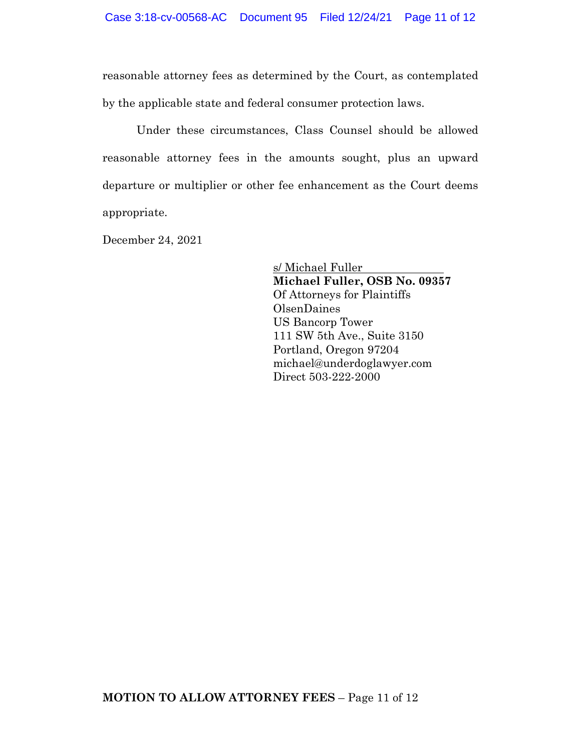reasonable attorney fees as determined by the Court, as contemplated by the applicable state and federal consumer protection laws.

Under these circumstances, Class Counsel should be allowed reasonable attorney fees in the amounts sought, plus an upward departure or multiplier or other fee enhancement as the Court deems appropriate.

December 24, 2021

s/ Michael Fuller  
**Michael Fuller, OSB No. 09357**  
Of Attorneys for Plaintiffs  
OlsenDaines  
US Bancorp Tower  
111 SW 5th Ave., Suite 3150  
Portland, Oregon 97204  
michael@underdoglawyer.com  
Direct 503-222-2000

**MOTION TO ALLOW ATTORNEY FEES** – Page 11 of 12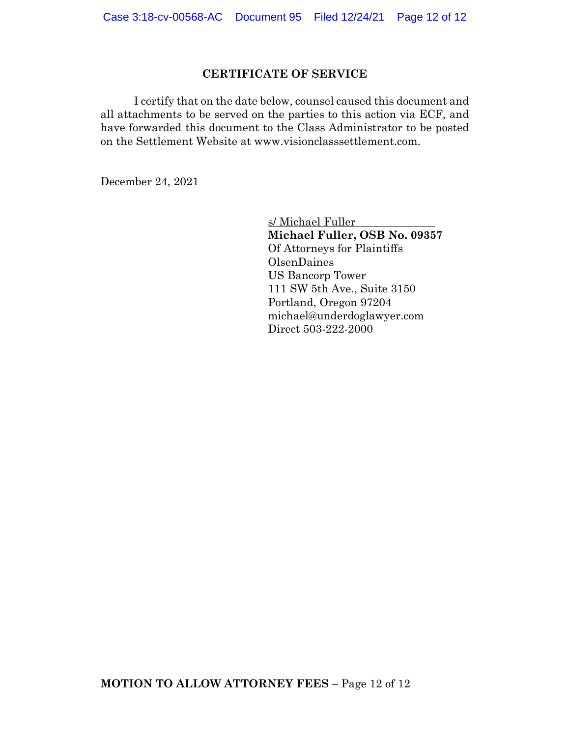## CERTIFICATE OF SERVICE

I certify that on the date below, counsel caused this document and all attachments to be served on the parties to this action via ECF, and have forwarded this document to the Class Administrator to be posted on the Settlement Website at www.visionclasssettlement.com.

December 24, 2021

s/ Michael Fuller
**Michael Fuller, OSB No. 09357**
Of Attorneys for Plaintiffs
OlsenDaines
US Bancorp Tower
111 SW 5th Ave., Suite 3150
Portland, Oregon 97204
michael@underdoglawyer.com
Direct 503-222-2000